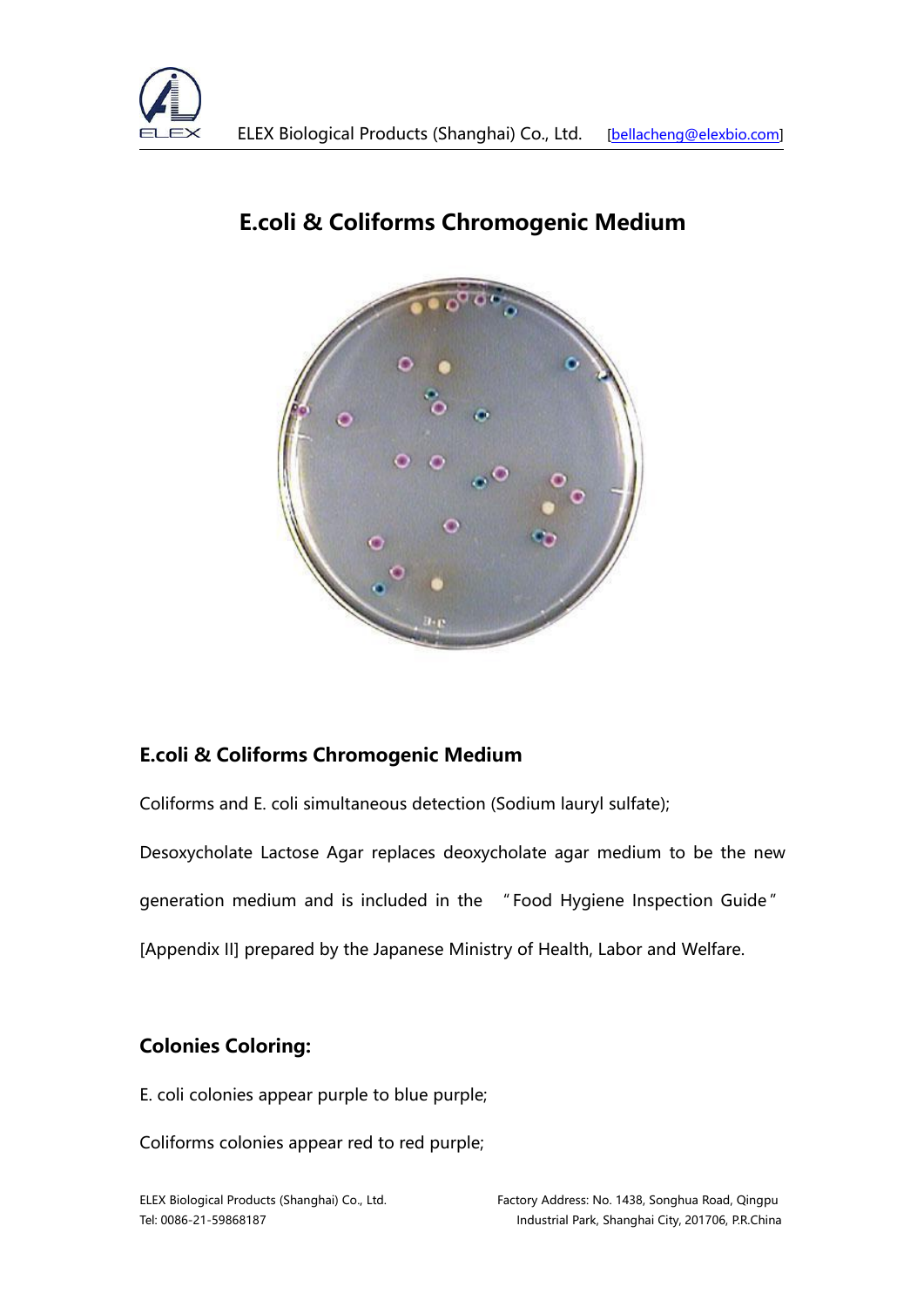# E.coli & Coliforms Chromogenic Medium

## E.coli & Coliforms Chromogenic Medium

Coliforms and E. coli simultaneous detection (Sodium lauryl sulfate);

Desoxycholate Lactose Agar replaces deoxycholate agar medium to be the new generation medium and is included in the "Food Hygiene Inspection Guide" [Appendix II] prepared by the Japanese Ministry of Health, Labor and Welfare.

## Colonies Coloring:

E. coli colonies appear purple to blue purple;

Coliforms colonies appear red to red purple;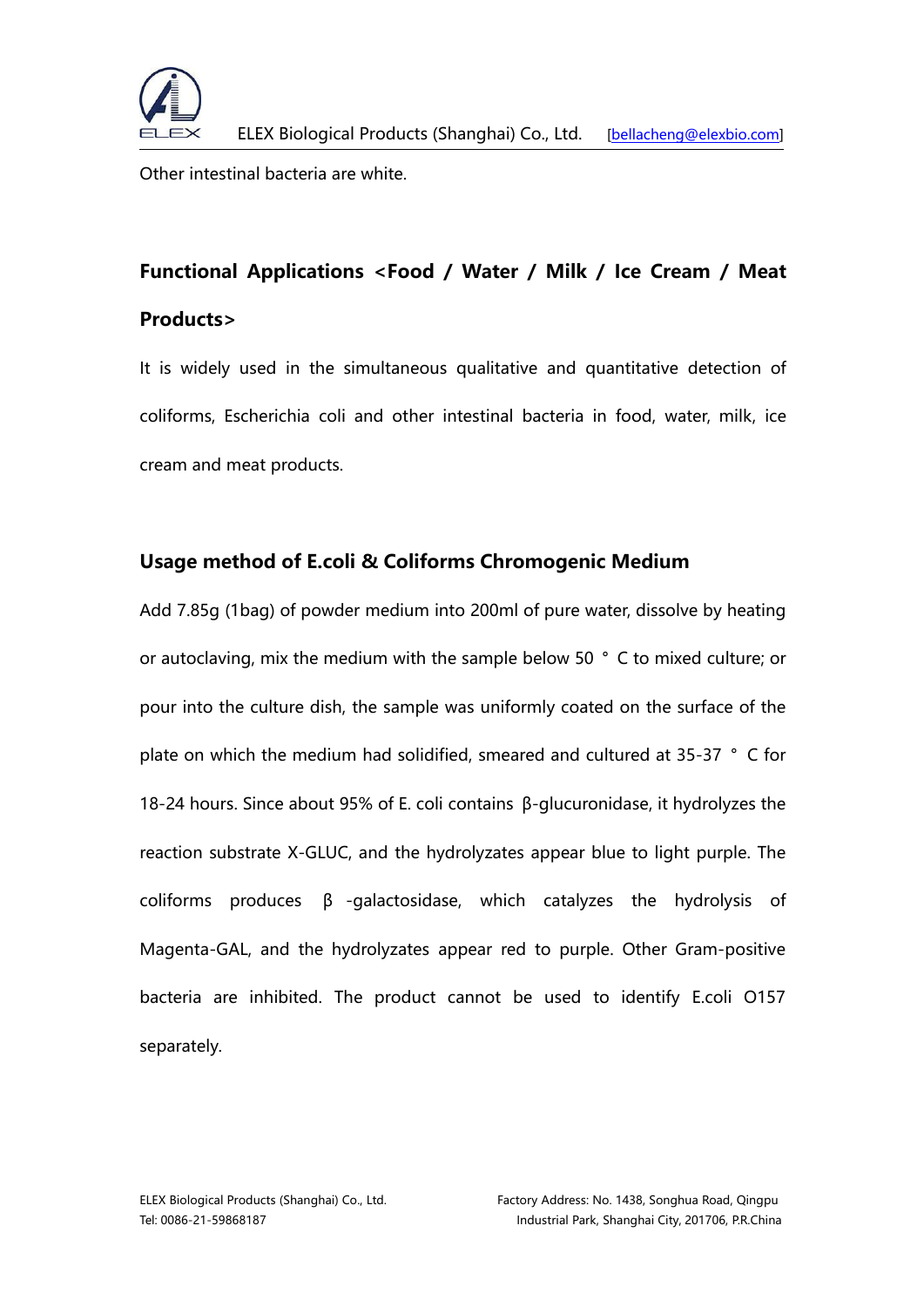Other intestinal bacteria are white.

## Functional Applications <Food / Water / Milk / Ice Cream / Meat Products>

It is widely used in the simultaneous qualitative and quantitative detection of coliforms, Escherichia coli and other intestinal bacteria in food, water, milk, ice cream and meat products.

## Usage method of E.coli & Coliforms Chromogenic Medium

Add 7.85g (1bag) of powder medium into 200ml of pure water, dissolve by heating or autoclaving, mix the medium with the sample below 50 ° C to mixed culture; or pour into the culture dish, the sample was uniformly coated on the surface of the plate on which the medium had solidified, smeared and cultured at 35-37 ° C for 18-24 hours. Since about 95% of E. coli contains β-glucuronidase, it hydrolyzes the reaction substrate X-GLUC, and the hydrolyzates appear blue to light purple. The coliforms produces β -galactosidase, which catalyzes the hydrolysis of Magenta-GAL, and the hydrolyzates appear red to purple. Other Gram-positive bacteria are inhibited. The product cannot be used to identify E.coli O157 separately.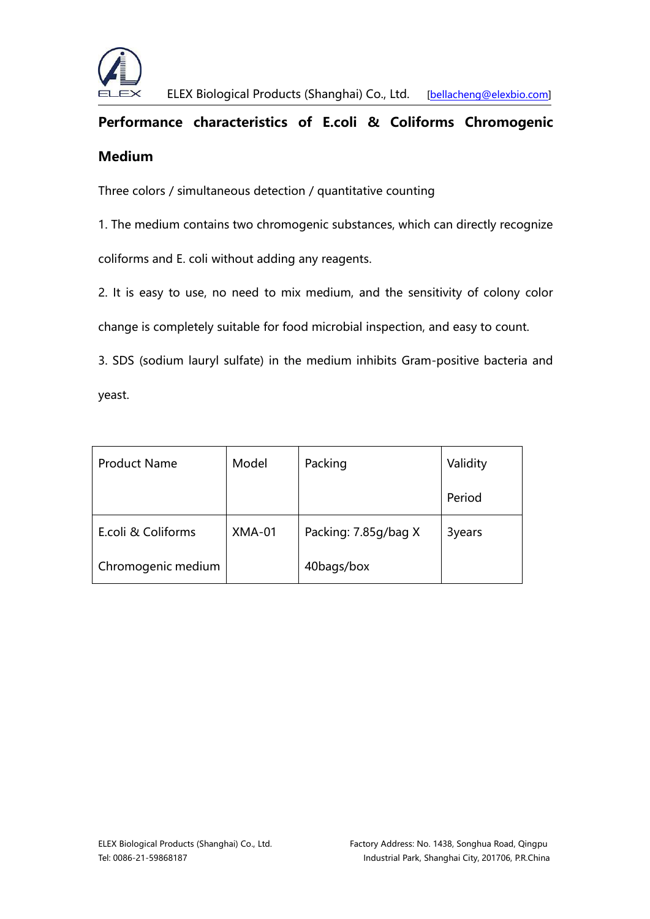## Performance characteristics of E.coli & Coliforms Chromogenic Medium

Three colors / simultaneous detection / quantitative counting

1. The medium contains two chromogenic substances, which can directly recognize coliforms and E. coli without adding any reagents.
2. It is easy to use, no need to mix medium, and the sensitivity of colony color change is completely suitable for food microbial inspection, and easy to count.
3. SDS (sodium lauryl sulfate) in the medium inhibits Gram-positive bacteria and yeast.

| Product Name | Model | Packing | Validity Period |
|---|---|---|---|
| E.coli & Coliforms Chromogenic medium | XMA-01 | Packing: 7.85g/bag X 40bags/box | 3years |